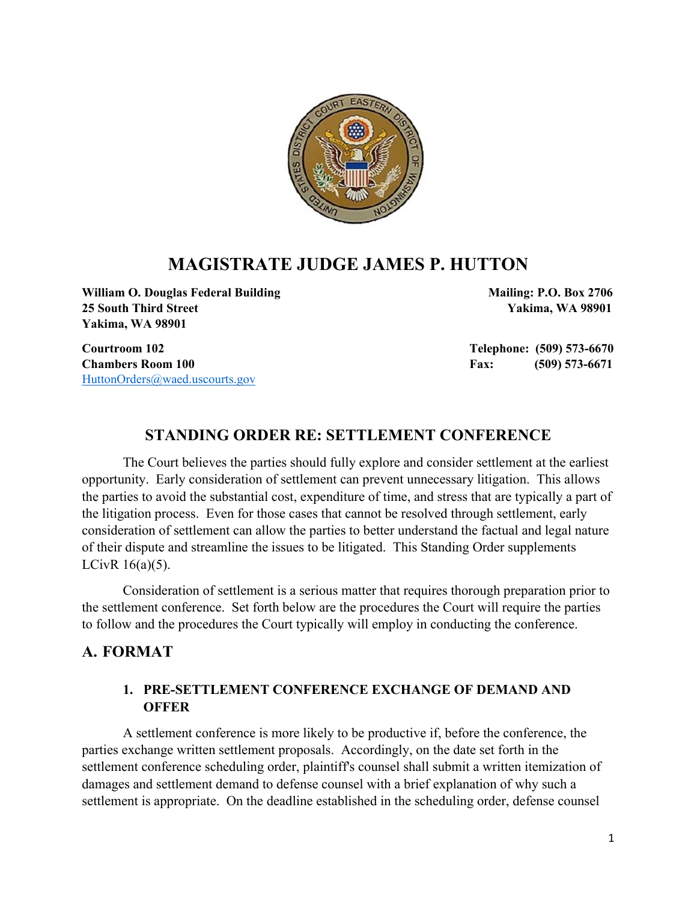# MAGISTRATE JUDGE JAMES P. HUTTON

**William O. Douglas Federal Building**
**25 South Third Street**
**Yakima, WA 98901**

**Mailing: P.O. Box 2706**
**Yakima, WA 98901**

**Courtroom 102**
**Chambers Room 100**
HuttonOrders@waed.uscourts.gov

**Telephone: (509) 573-6670**
**Fax: (509) 573-6671**

## STANDING ORDER RE: SETTLEMENT CONFERENCE

The Court believes the parties should fully explore and consider settlement at the earliest opportunity. Early consideration of settlement can prevent unnecessary litigation. This allows the parties to avoid the substantial cost, expenditure of time, and stress that are typically a part of the litigation process. Even for those cases that cannot be resolved through settlement, early consideration of settlement can allow the parties to better understand the factual and legal nature of their dispute and streamline the issues to be litigated. This Standing Order supplements LCivR 16(a)(5).

Consideration of settlement is a serious matter that requires thorough preparation prior to the settlement conference. Set forth below are the procedures the Court will require the parties to follow and the procedures the Court typically will employ in conducting the conference.

## A. FORMAT

### 1. PRE-SETTLEMENT CONFERENCE EXCHANGE OF DEMAND AND OFFER

A settlement conference is more likely to be productive if, before the conference, the parties exchange written settlement proposals. Accordingly, on the date set forth in the settlement conference scheduling order, plaintiff's counsel shall submit a written itemization of damages and settlement demand to defense counsel with a brief explanation of why such a settlement is appropriate. On the deadline established in the scheduling order, defense counsel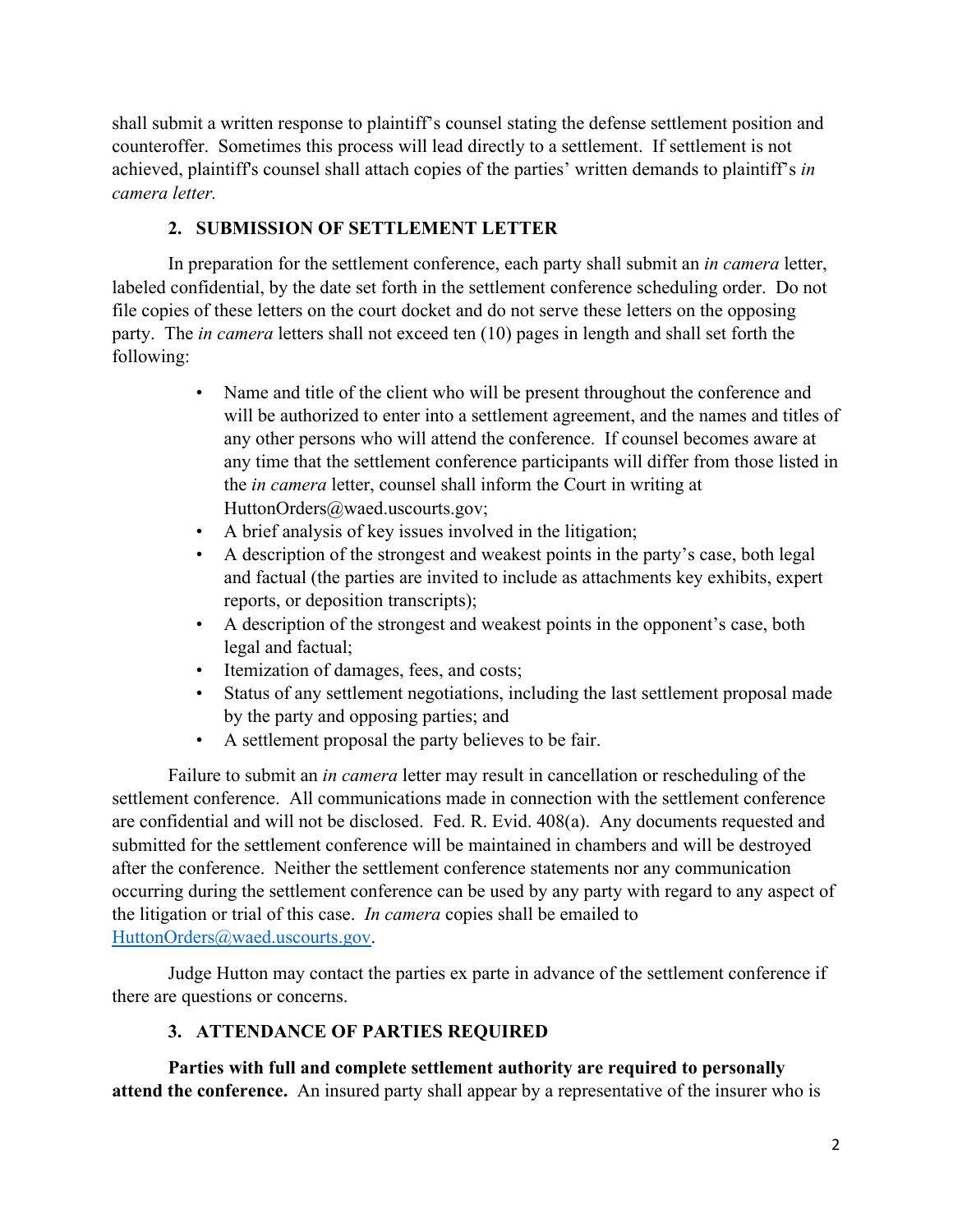shall submit a written response to plaintiff's counsel stating the defense settlement position and counteroffer. Sometimes this process will lead directly to a settlement. If settlement is not achieved, plaintiff's counsel shall attach copies of the parties' written demands to plaintiff's *in camera letter.*

### 2. SUBMISSION OF SETTLEMENT LETTER

In preparation for the settlement conference, each party shall submit an *in camera* letter, labeled confidential, by the date set forth in the settlement conference scheduling order. Do not file copies of these letters on the court docket and do not serve these letters on the opposing party. The *in camera* letters shall not exceed ten (10) pages in length and shall set forth the following:

- Name and title of the client who will be present throughout the conference and will be authorized to enter into a settlement agreement, and the names and titles of any other persons who will attend the conference. If counsel becomes aware at any time that the settlement conference participants will differ from those listed in the *in camera* letter, counsel shall inform the Court in writing at HuttonOrders@waed.uscourts.gov;
- A brief analysis of key issues involved in the litigation;
- A description of the strongest and weakest points in the party's case, both legal and factual (the parties are invited to include as attachments key exhibits, expert reports, or deposition transcripts);
- A description of the strongest and weakest points in the opponent's case, both legal and factual;
- Itemization of damages, fees, and costs;
- Status of any settlement negotiations, including the last settlement proposal made by the party and opposing parties; and
- A settlement proposal the party believes to be fair.

Failure to submit an *in camera* letter may result in cancellation or rescheduling of the settlement conference. All communications made in connection with the settlement conference are confidential and will not be disclosed. Fed. R. Evid. 408(a). Any documents requested and submitted for the settlement conference will be maintained in chambers and will be destroyed after the conference. Neither the settlement conference statements nor any communication occurring during the settlement conference can be used by any party with regard to any aspect of the litigation or trial of this case. *In camera* copies shall be emailed to [HuttonOrders@waed.uscourts.gov](mailto:HuttonOrders@waed.uscourts.gov).

Judge Hutton may contact the parties ex parte in advance of the settlement conference if there are questions or concerns.

### 3. ATTENDANCE OF PARTIES REQUIRED

**Parties with full and complete settlement authority are required to personally attend the conference.** An insured party shall appear by a representative of the insurer who is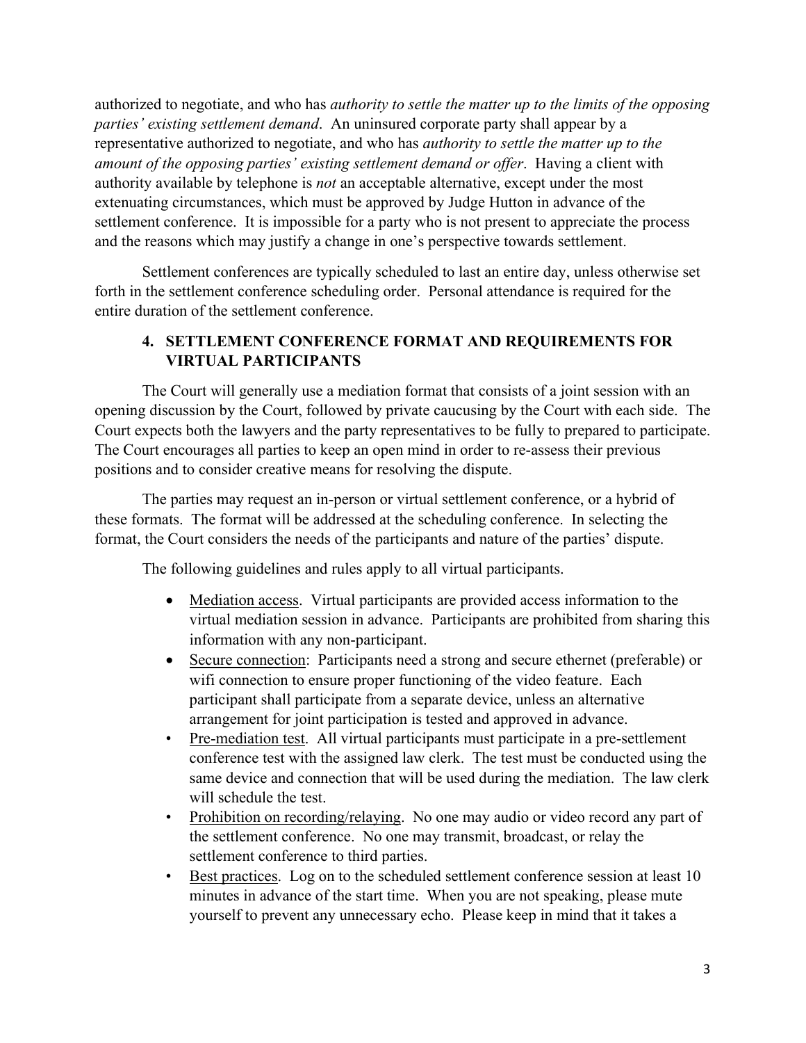authorized to negotiate, and who has *authority to settle the matter up to the limits of the opposing parties' existing settlement demand*. An uninsured corporate party shall appear by a representative authorized to negotiate, and who has *authority to settle the matter up to the amount of the opposing parties' existing settlement demand or offer*. Having a client with authority available by telephone is *not* an acceptable alternative, except under the most extenuating circumstances, which must be approved by Judge Hutton in advance of the settlement conference. It is impossible for a party who is not present to appreciate the process and the reasons which may justify a change in one's perspective towards settlement.

Settlement conferences are typically scheduled to last an entire day, unless otherwise set forth in the settlement conference scheduling order. Personal attendance is required for the entire duration of the settlement conference.

## 4. SETTLEMENT CONFERENCE FORMAT AND REQUIREMENTS FOR VIRTUAL PARTICIPANTS

The Court will generally use a mediation format that consists of a joint session with an opening discussion by the Court, followed by private caucusing by the Court with each side. The Court expects both the lawyers and the party representatives to be fully to prepared to participate. The Court encourages all parties to keep an open mind in order to re-assess their previous positions and to consider creative means for resolving the dispute.

The parties may request an in-person or virtual settlement conference, or a hybrid of these formats. The format will be addressed at the scheduling conference. In selecting the format, the Court considers the needs of the participants and nature of the parties' dispute.

The following guidelines and rules apply to all virtual participants.

- <u>Mediation access</u>. Virtual participants are provided access information to the virtual mediation session in advance. Participants are prohibited from sharing this information with any non-participant.
- <u>Secure connection</u>: Participants need a strong and secure ethernet (preferable) or wifi connection to ensure proper functioning of the video feature. Each participant shall participate from a separate device, unless an alternative arrangement for joint participation is tested and approved in advance.
- <u>Pre-mediation test</u>. All virtual participants must participate in a pre-settlement conference test with the assigned law clerk. The test must be conducted using the same device and connection that will be used during the mediation. The law clerk will schedule the test.
- <u>Prohibition on recording/relaying</u>. No one may audio or video record any part of the settlement conference. No one may transmit, broadcast, or relay the settlement conference to third parties.
- <u>Best practices</u>. Log on to the scheduled settlement conference session at least 10 minutes in advance of the start time. When you are not speaking, please mute yourself to prevent any unnecessary echo. Please keep in mind that it takes a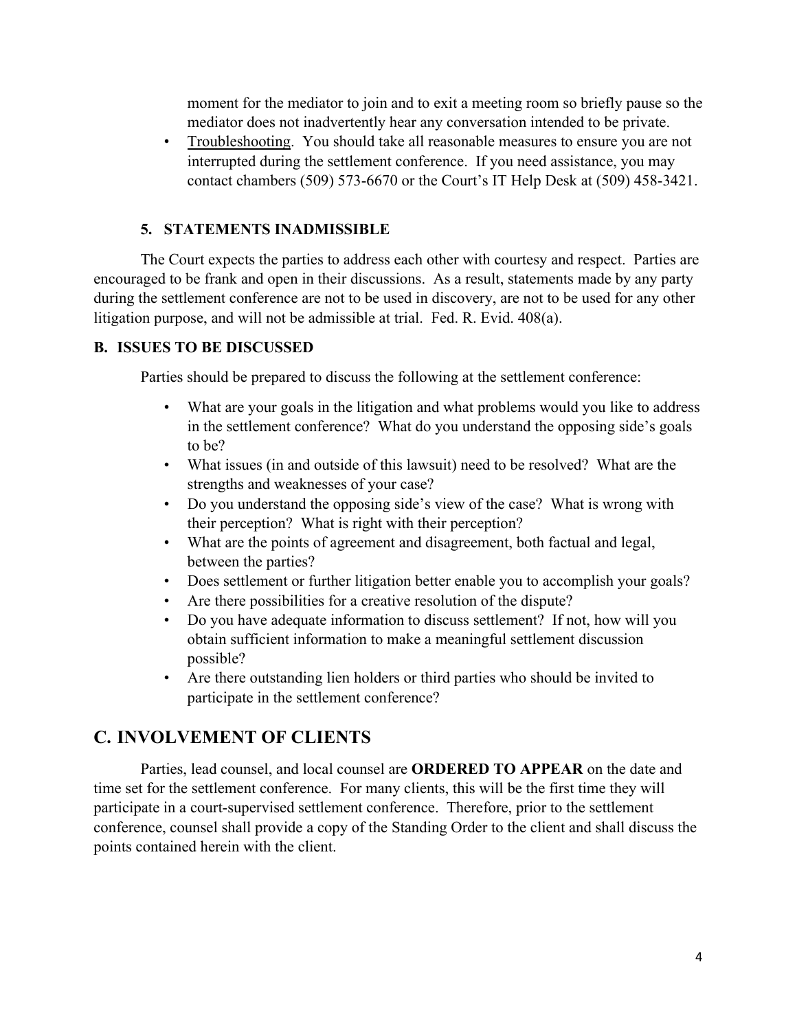moment for the mediator to join and to exit a meeting room so briefly pause so the mediator does not inadvertently hear any conversation intended to be private.

- Troubleshooting. You should take all reasonable measures to ensure you are not interrupted during the settlement conference. If you need assistance, you may contact chambers (509) 573-6670 or the Court's IT Help Desk at (509) 458-3421.

### 5. STATEMENTS INADMISSIBLE

The Court expects the parties to address each other with courtesy and respect. Parties are encouraged to be frank and open in their discussions. As a result, statements made by any party during the settlement conference are not to be used in discovery, are not to be used for any other litigation purpose, and will not be admissible at trial. Fed. R. Evid. 408(a).

### B. ISSUES TO BE DISCUSSED

Parties should be prepared to discuss the following at the settlement conference:

- What are your goals in the litigation and what problems would you like to address in the settlement conference? What do you understand the opposing side's goals to be?
- What issues (in and outside of this lawsuit) need to be resolved? What are the strengths and weaknesses of your case?
- Do you understand the opposing side's view of the case? What is wrong with their perception? What is right with their perception?
- What are the points of agreement and disagreement, both factual and legal, between the parties?
- Does settlement or further litigation better enable you to accomplish your goals?
- Are there possibilities for a creative resolution of the dispute?
- Do you have adequate information to discuss settlement? If not, how will you obtain sufficient information to make a meaningful settlement discussion possible?
- Are there outstanding lien holders or third parties who should be invited to participate in the settlement conference?

## C. INVOLVEMENT OF CLIENTS

Parties, lead counsel, and local counsel are **ORDERED TO APPEAR** on the date and time set for the settlement conference. For many clients, this will be the first time they will participate in a court-supervised settlement conference. Therefore, prior to the settlement conference, counsel shall provide a copy of the Standing Order to the client and shall discuss the points contained herein with the client.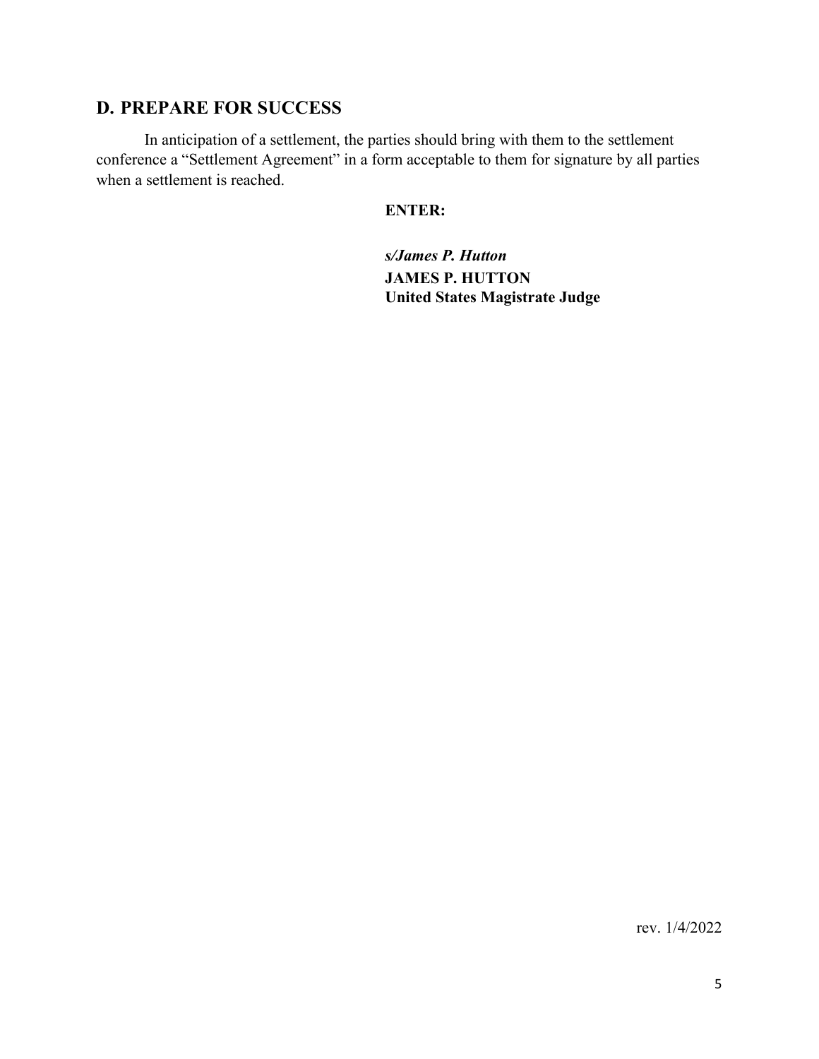## D. PREPARE FOR SUCCESS

In anticipation of a settlement, the parties should bring with them to the settlement conference a "Settlement Agreement" in a form acceptable to them for signature by all parties when a settlement is reached.

**ENTER:**

***s/James P. Hutton***
**JAMES P. HUTTON**
**United States Magistrate Judge**

rev. 1/4/2022